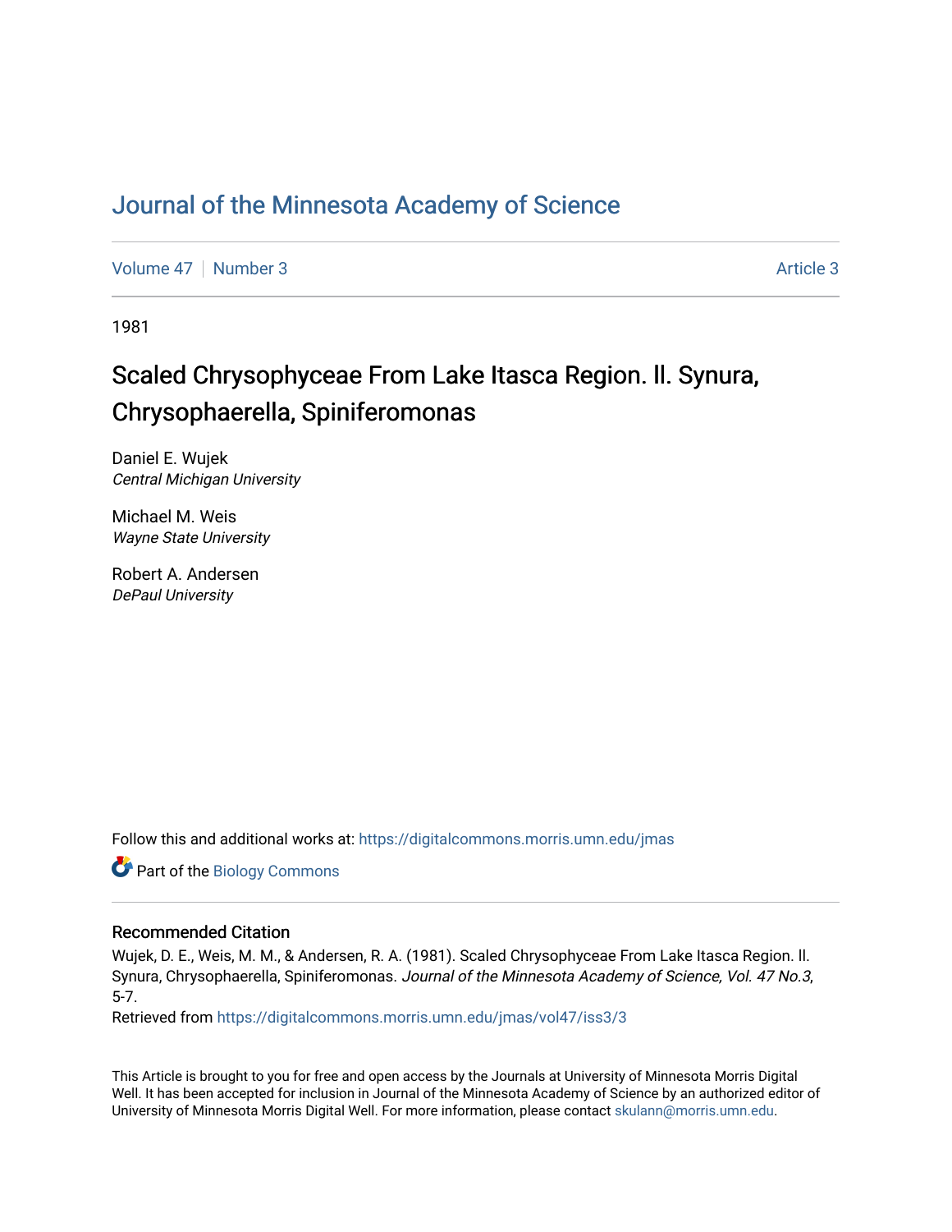# Journal of the Minnesota Academy of Science

Volume 47 | Number 3 Article 3

1981

## Scaled Chrysophyceae From Lake Itasca Region. ll. Synura, Chrysophaerella, Spiniferomonas

Daniel E. Wujek
*Central Michigan University*

Michael M. Weis
*Wayne State University*

Robert A. Andersen
*DePaul University*

Follow this and additional works at: https://digitalcommons.morris.umn.edu/jmas

Part of the Biology Commons

### Recommended Citation

Wujek, D. E., Weis, M. M., & Andersen, R. A. (1981). Scaled Chrysophyceae From Lake Itasca Region. ll. Synura, Chrysophaerella, Spiniferomonas. *Journal of the Minnesota Academy of Science, Vol. 47 No.3*, 5-7.

Retrieved from https://digitalcommons.morris.umn.edu/jmas/vol47/iss3/3

This Article is brought to you for free and open access by the Journals at University of Minnesota Morris Digital Well. It has been accepted for inclusion in Journal of the Minnesota Academy of Science by an authorized editor of University of Minnesota Morris Digital Well. For more information, please contact skulann@morris.umn.edu.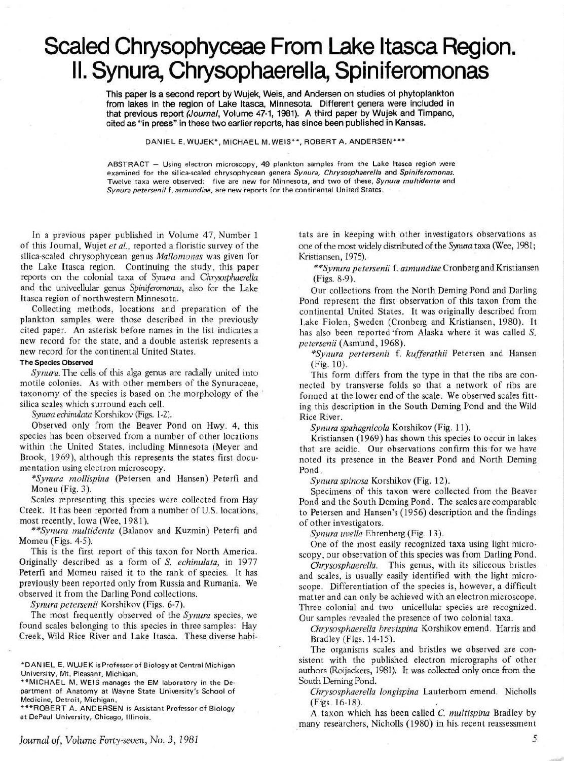# Scaled Chrysophyceae From Lake Itasca Region. II. Synura, Chrysophaerella, Spiniferomonas

**This paper is a second report by Wujek, Weis, and Andersen on studies of phytoplankton from lakes in the region of Lake Itasca, Minnesota. Different genera were included in that previous report *(Journal*, Volume 47-1, 1981). A third paper by Wujek and Timpano, cited as "in press" in these two earlier reports, has since been published in Kansas.**

DANIEL E. WUJEK*, MICHAEL M. WEIS**, ROBERT A. ANDERSEN***

ABSTRACT — Using electron microscopy, 49 plankton samples from the Lake Itasca region were examined for the silica-scaled chrysophycean genera *Synura, Chrysosphaerella* and *Spiniferomonas*. Twelve taxa were observed: five are new for Minnesota, and two of these, *Synura multidenta* and *Synura petersenii* f. *asmundiae*, are new reports for the continental United States.

In a previous paper published in Volume 47, Number 1 of this Journal, Wujet *et al.*, reported a floristic survey of the silica-scaled chrysophycean genus *Mallomonas* was given for the Lake Itasca region. Continuing the study, this paper reports on the colonial taxa of *Synura* and *Chrysosphaerella* and the univeellular genus *Spiniferomonas*, also for the Lake Itasca region of northwestern Minnesota.

Collecting methods, locations and preparation of the plankton samples were those described in the previously cited paper. An asterisk before names in the list indicates a new record for the state, and a double asterisk represents a new record for the continental United States.

### The Species Observed

*Synura.* The cells of this alga genus are radially united into motile colonies. As with other members of the Synuraceae, taxonomy of the species is based on the morphology of the silica scales which surround each cell.

*Synura echinulata* Korshikov (Figs. 1-2).

Observed only from the Beaver Pond on Hwy. 4, this species has been observed from a number of other locations within the United States, including Minnesota (Meyer and Brook, 1969), although this represents the states first documentation using electron microscopy.

**Synura mollispina* (Petersen and Hansen) Peterfi and Moneu (Fig. 3).

Scales representing this species were collected from Hay Creek. It has been reported from a number of U.S. locations, most recently, Iowa (Wee, 1981).

***Synura multidenta* (Balanov and Kuzmin) Peterfi and Momeu (Figs. 4-5).

This is the first report of this taxon for North America. Originally described as a form of *S. echinulata*, in 1977 Peterfi and Momeu raised it to the rank of species. It has previously been reported only from Russia and Rumania. We observed it from the Darling Pond collections.

*Synura petersenii* Korshikov (Figs. 6-7).

The most frequently observed of the *Synura* species, we found scales belonging to this species in three samples: Hay Creek, Wild Rice River and Lake Itasca. These diverse habitats are in keeping with other investigators observations as one of the most widely distributed of the *Synura* taxa (Wee, 1981; Kristiansen, 1975).

***Synura petersenii* f. *asmundiae* Cronberg and Kristiansen (Figs. 8-9).

Our collections from the North Deming Pond and Darling Pond represent the first observation of this taxon from the continental United States. It was originally described from Lake Fiolen, Sweden (Cronberg and Kristiansen, 1980). It has also been reported from Alaska where it was called *S. petersenii* (Asmund, 1968).

**Synura pertersenii* f. *kufferathii* Petersen and Hansen (Fig. 10).

This form differs from the type in that the ribs are connected by transverse folds so that a network of ribs are formed at the lower end of the scale. We observed scales fitting this description in the South Deming Pond and the Wild Rice River.

*Synura spahagnicola* Korshikov (Fig. 11).

Kristiansen (1969) has shown this species to occur in lakes that are acidic. Our observations confirm this for we have noted its presence in the Beaver Pond and North Deming Pond.

*Synura spinosa* Korshikov (Fig. 12).

Specimens of this taxon were collected from the Beaver Pond and the South Deming Pond. The scales are comparable to Petersen and Hansen's (1956) description and the findings of other investigators.

*Synura uvella* Ehrenberg (Fig. 13).

One of the most easily recognized taxa using light microscopy, our observation of this species was from Darling Pond.

*Chrysosphaerella.* This genus, with its siliceous bristles and scales, is usually easily identified with the light microscope. Differentiation of the species is, however, a difficult matter and can only be achieved with an electron microscope. Three colonial and two unicellular species are recognized. Our samples revealed the presence of two colonial taxa.

*Chrysosphaerella brevispina* Korshikov emend. Harris and Bradley (Figs. 14-15).

The organisms scales and bristles we observed are consistent with the published electron micrographs of other authors (Roijackers, 1981). It was collected only once from the South Deming Pond.

*Chrysosphaerella longispina* Lauterborn emend. Nicholls (Figs. 16-18).

A taxon which has been called *C. multispina* Bradley by many researchers, Nicholls (1980) in his recent reassessment

*DANIEL E. WUJEK is Professor of Biology at Central Michigan University, Mt. Pleasant, Michigan.

**MICHAEL M. WEIS manages the EM laboratory in the Department of Anatomy at Wayne State University's School of Medicine, Detroit, Michigan.

***ROBERT A. ANDERSEN is Assistant Professor of Biology at DePaul University, Chicago, Illinois.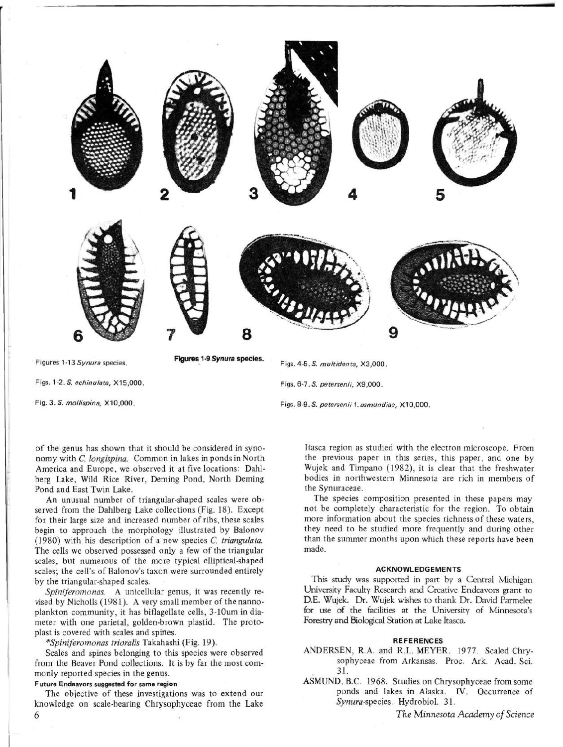Figures 1-13 *Synura* species.

**Figures 1-9 *Synura* species.**

Figs. 1-2. *S. echinulata*, X15,000.

Fig. 3. *S. mollispina*, X10,000.

Figs. 4-5. *S. multidenta*, X3,000.

Figs. 6-7. *S. petersenii*, X9,000.

Figs. 8-9. *S. petersenii* f. *asmundiae*, X10,000.

of the genus has shown that it should be considered in synonomy with *C. longispina*. Common in lakes in ponds in North America and Europe, we observed it at five locations: Dahlberg Lake, Wild Rice River, Deming Pond, North Deming Pond and East Twin Lake.

An unusual number of triangular-shaped scales were observed from the Dahlberg Lake collections (Fig. 18). Except for their large size and increased number of ribs, these scales begin to approach the morphology illustrated by Balonov (1980) with his description of a new species *C. triangulata*. The cells we observed possessed only a few of the triangular scales, but numerous of the more typical elliptical-shaped scales; the cell's of Balonov's taxon were surrounded entirely by the triangular-shaped scales.

*Spiniferomonas*. A unicellular genus, it was recently revised by Nicholls (1981). A very small member of the nannoplankton community, it has biflagellate cells, 3-10um in diameter with one parietal, golden-brown plastid. The protoplast is covered with scales and spines.

**Spiniferomonas trioralis* Takahashi (Fig. 19).

Scales and spines belonging to this species were observed from the Beaver Pond collections. It is by far the most commonly reported species in the genus.

**Future Endeavors suggested for same region**

The objective of these investigations was to extend our knowledge on scale-bearing Chrysophyceae from the Lake Itasca region as studied with the electron microscope. From the previous paper in this series, this paper, and one by Wujek and Timpano (1982), it is clear that the freshwater bodies in northwestern Minnesota are rich in members of the Synuraceae.

The species composition presented in these papers may not be completely characteristic for the region. To obtain more information about the species richness of these waters, they need to be studied more frequently and during other than the summer months upon which these reports have been made.

## ACKNOWLEDGEMENTS

This study was supported in part by a Central Michigan University Faculty Research and Creative Endeavors grant to D.E. Wujek. Dr. Wujek wishes to thank Dr. David Parmelee for use of the facilities at the University of Minnesota's Forestry and Biological Station at Lake Itasca.

## REFERENCES

ANDERSEN, R.A. and R.L. MEYER. 1977. Scaled Chrysophyceae from Arkansas. Proc. Ark. Acad. Sci. 31.

ASMUND, B.C. 1968. Studies on Chrysophyceae from some ponds and lakes in Alaska. IV. Occurrence of *Synura*-species. Hydrobiol. 31.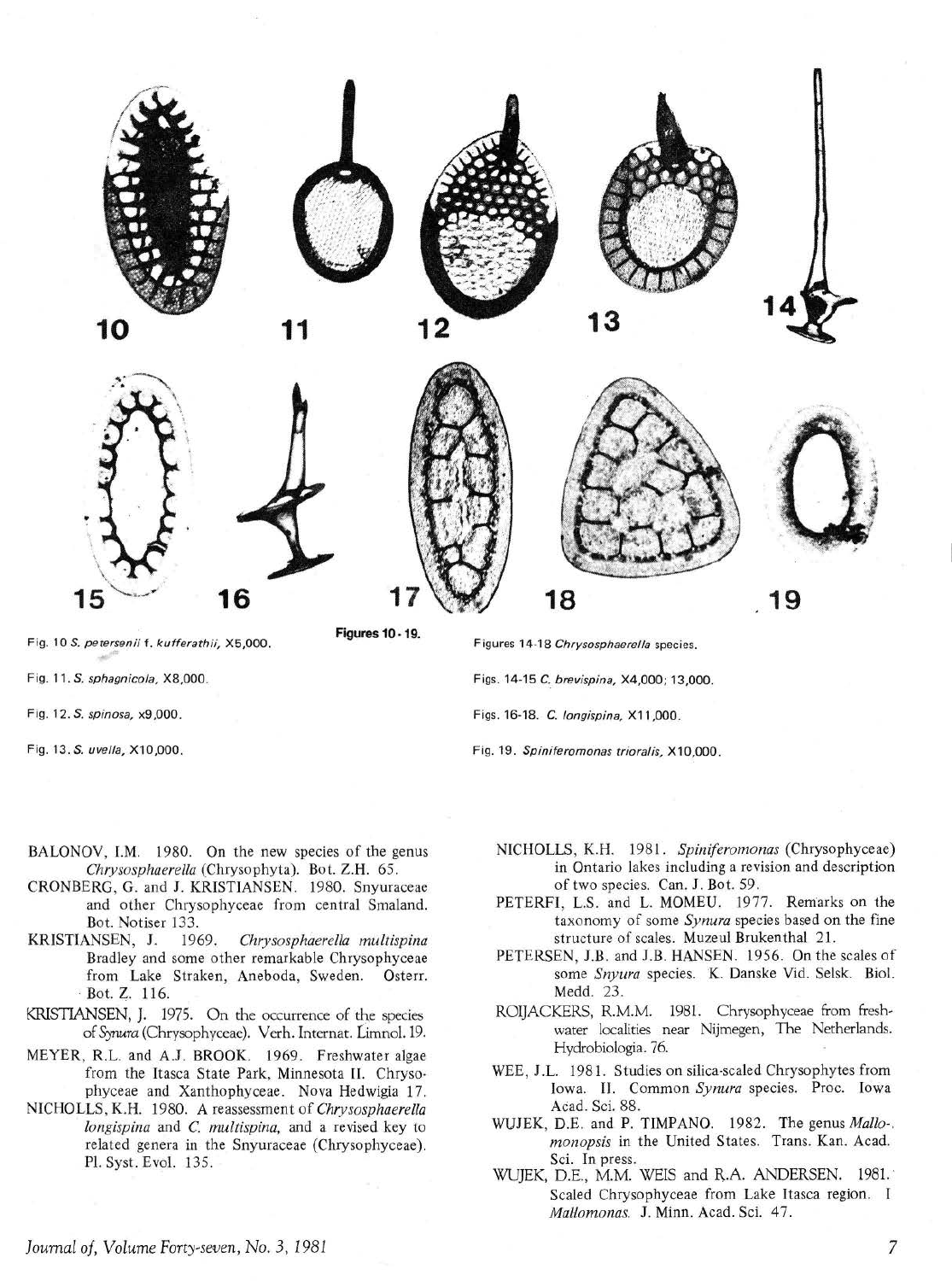10 11 12 13 14

15 16 17 18 19

Figures 10 - 19.

Fig. 10 *S. petersenii* f. *kufferathii*, X5,000.

Fig. 11. *S. sphagnicola*, X8,000.

Fig. 12. *S. spinosa*, x9,000.

Fig. 13. *S. uvella*, X10,000.

Figures 14-18 *Chrysosphaerella* species.

Figs. 14-15 *C. brevispina*, X4,000; 13,000.

Figs. 16-18. *C. longispina*, X11,000.

Fig. 19. *Spiniferomonas trioralis*, X10,000.

BALONOV, I.M. 1980. On the new species of the genus *Chrysosphaerella* (Chrysophyta). Bot. Z.H. 65.

CRONBERG, G. and J. KRISTIANSEN. 1980. Snyuraceae and other Chrysophyceae from central Smaland. Bot. Notiser 133.

KRISTIANSEN, J. 1969. *Chrysosphaerella multispina* Bradley and some other remarkable Chrysophyceae from Lake Straken, Aneboda, Sweden. Osterr. Bot. Z. 116.

KRISTIANSEN, J. 1975. On the occurrence of the species of *Synura* (Chrysophyceae). Verh. Internat. Limnol. 19.

MEYER, R.L. and A.J. BROOK. 1969. Freshwater algae from the Itasca State Park, Minnesota II. Chrysophyceae and Xanthophyceae. Nova Hedwigia 17.

NICHOLLS, K.H. 1980. A reassessment of *Chrysosphaerella longispina* and *C. multispina*, and a revised key to related genera in the Snyuraceae (Chrysophyceae). Pl. Syst. Evol. 135.

NICHOLLS, K.H. 1981. *Spiniferomonas* (Chrysophyceae) in Ontario lakes including a revision and description of two species. Can. J. Bot. 59.

PETERFI, L.S. and L. MOMEU. 1977. Remarks on the taxonomy of some *Synura* species based on the fine structure of scales. Muzeul Brukenthal 21.

PETERSEN, J.B. and J.B. HANSEN. 1956. On the scales of some *Snyura* species. K. Danske Vid. Selsk. Biol. Medd. 23.

ROIJACKERS, R.M.M. 1981. Chrysophyceae from freshwater localities near Nijmegen, The Netherlands. Hydrobiologia. 76.

WEE, J.L. 1981. Studies on silica-scaled Chrysophytes from Iowa. II. Common *Synura* species. Proc. Iowa Acad. Sci. 88.

WUJEK, D.E. and P. TIMPANO. 1982. The genus *Mallomonopsis* in the United States. Trans. Kan. Acad. Sci. In press.

WUJEK, D.E., M.M. WEIS and R.A. ANDERSEN. 1981. Scaled Chrysophyceae from Lake Itasca region. I *Mallomonas*. J. Minn. Acad. Sci. 47.